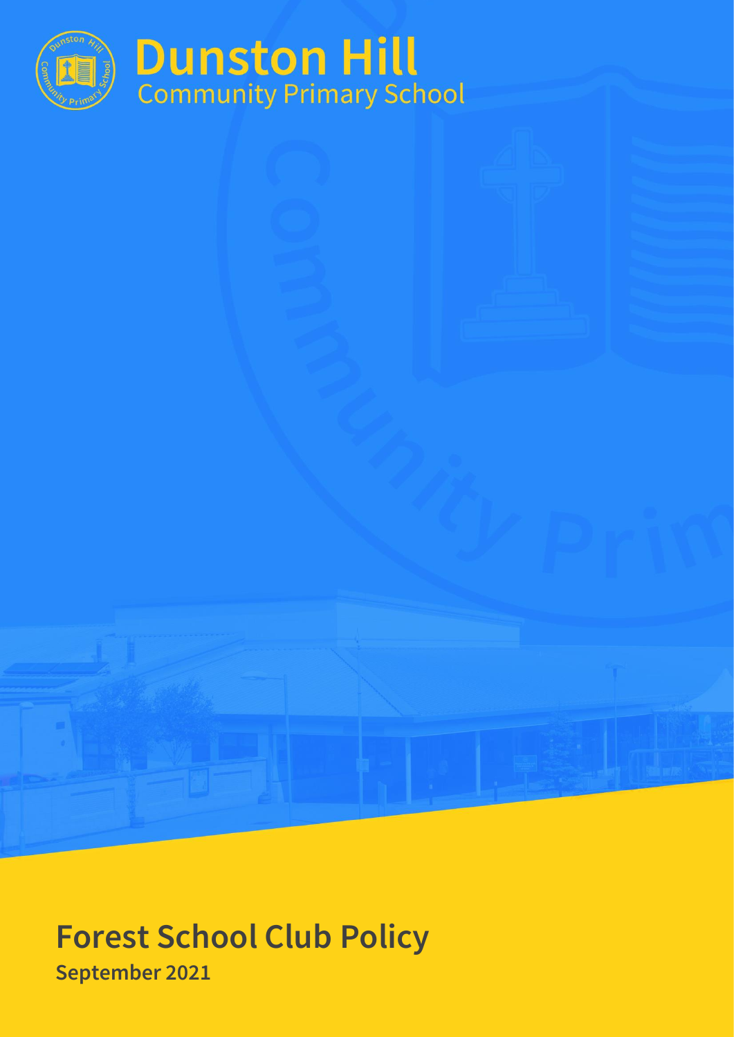# Dunston Hill
Community Primary School

# Forest School Club Policy

**September 2021**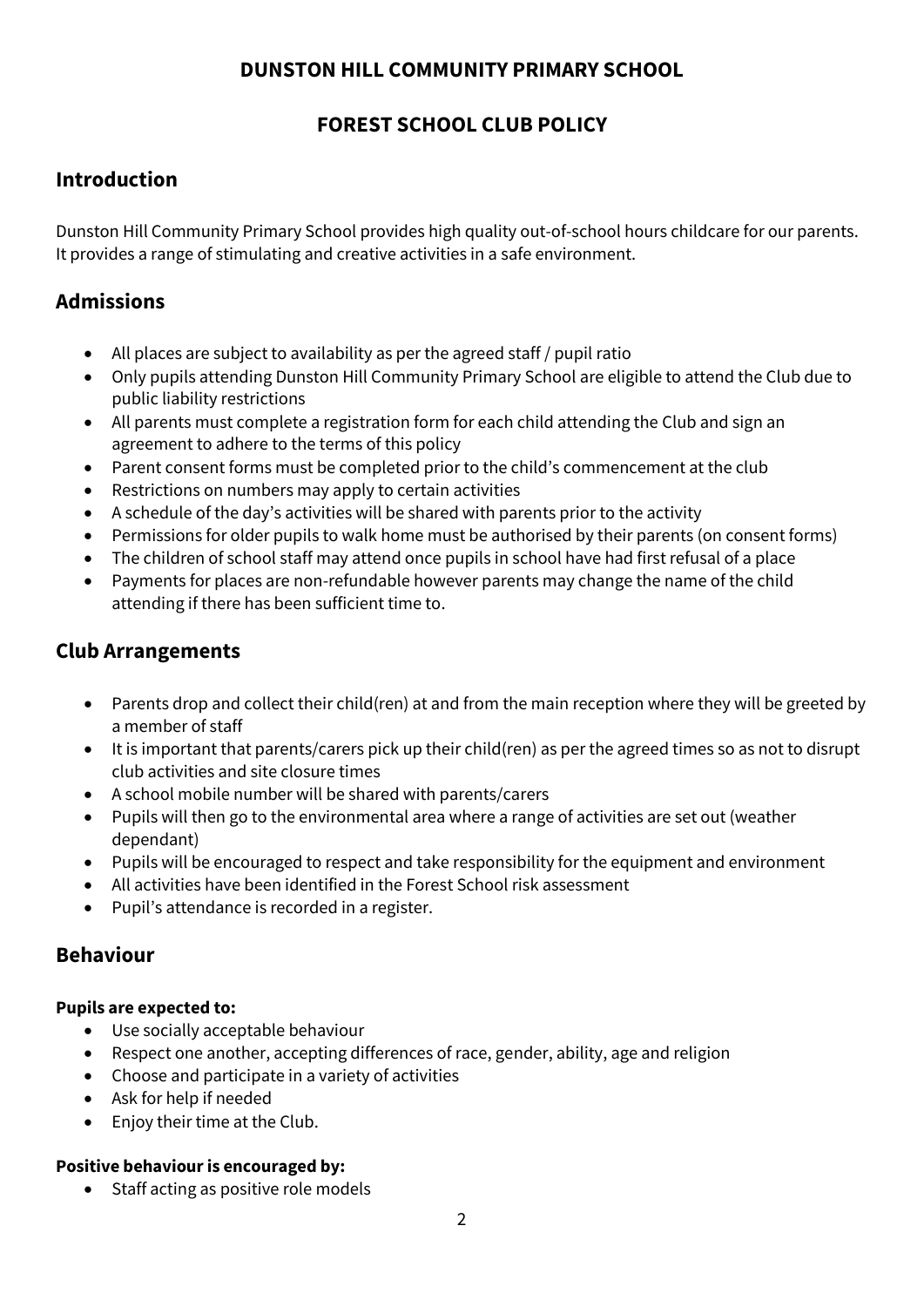## DUNSTON HILL COMMUNITY PRIMARY SCHOOL

## FOREST SCHOOL CLUB POLICY

### Introduction

Dunston Hill Community Primary School provides high quality out-of-school hours childcare for our parents. It provides a range of stimulating and creative activities in a safe environment.

### Admissions

- All places are subject to availability as per the agreed staff / pupil ratio
- Only pupils attending Dunston Hill Community Primary School are eligible to attend the Club due to public liability restrictions
- All parents must complete a registration form for each child attending the Club and sign an agreement to adhere to the terms of this policy
- Parent consent forms must be completed prior to the child's commencement at the club
- Restrictions on numbers may apply to certain activities
- A schedule of the day's activities will be shared with parents prior to the activity
- Permissions for older pupils to walk home must be authorised by their parents (on consent forms)
- The children of school staff may attend once pupils in school have had first refusal of a place
- Payments for places are non-refundable however parents may change the name of the child attending if there has been sufficient time to.

### Club Arrangements

- Parents drop and collect their child(ren) at and from the main reception where they will be greeted by a member of staff
- It is important that parents/carers pick up their child(ren) as per the agreed times so as not to disrupt club activities and site closure times
- A school mobile number will be shared with parents/carers
- Pupils will then go to the environmental area where a range of activities are set out (weather dependant)
- Pupils will be encouraged to respect and take responsibility for the equipment and environment
- All activities have been identified in the Forest School risk assessment
- Pupil's attendance is recorded in a register.

### Behaviour

**Pupils are expected to:**

- Use socially acceptable behaviour
- Respect one another, accepting differences of race, gender, ability, age and religion
- Choose and participate in a variety of activities
- Ask for help if needed
- Enjoy their time at the Club.

**Positive behaviour is encouraged by:**

- Staff acting as positive role models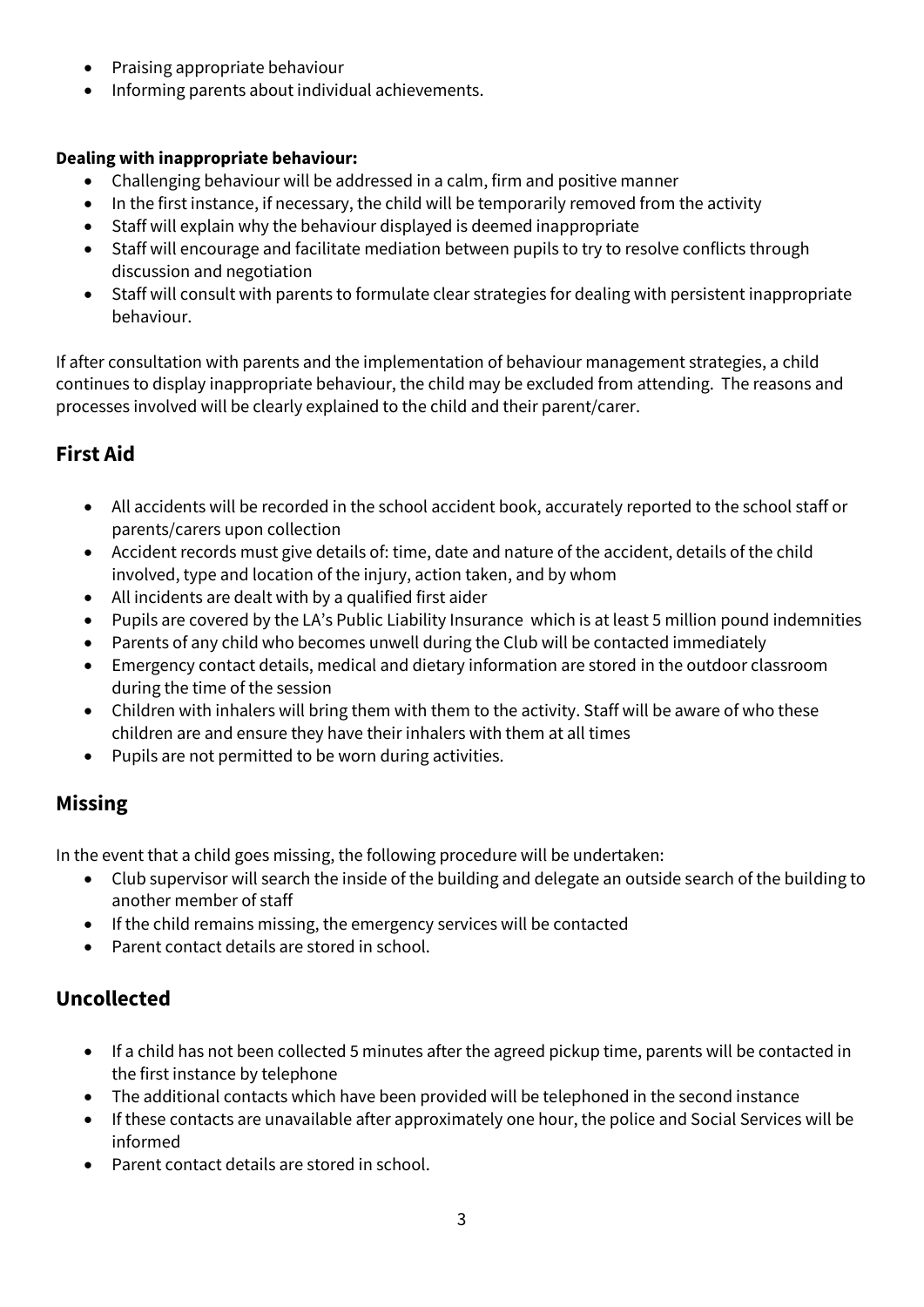- Praising appropriate behaviour
- Informing parents about individual achievements.

**Dealing with inappropriate behaviour:**

- Challenging behaviour will be addressed in a calm, firm and positive manner
- In the first instance, if necessary, the child will be temporarily removed from the activity
- Staff will explain why the behaviour displayed is deemed inappropriate
- Staff will encourage and facilitate mediation between pupils to try to resolve conflicts through discussion and negotiation
- Staff will consult with parents to formulate clear strategies for dealing with persistent inappropriate behaviour.

If after consultation with parents and the implementation of behaviour management strategies, a child continues to display inappropriate behaviour, the child may be excluded from attending. The reasons and processes involved will be clearly explained to the child and their parent/carer.

## First Aid

- All accidents will be recorded in the school accident book, accurately reported to the school staff or parents/carers upon collection
- Accident records must give details of: time, date and nature of the accident, details of the child involved, type and location of the injury, action taken, and by whom
- All incidents are dealt with by a qualified first aider
- Pupils are covered by the LA's Public Liability Insurance which is at least 5 million pound indemnities
- Parents of any child who becomes unwell during the Club will be contacted immediately
- Emergency contact details, medical and dietary information are stored in the outdoor classroom during the time of the session
- Children with inhalers will bring them with them to the activity. Staff will be aware of who these children are and ensure they have their inhalers with them at all times
- Pupils are not permitted to be worn during activities.

## Missing

In the event that a child goes missing, the following procedure will be undertaken:

- Club supervisor will search the inside of the building and delegate an outside search of the building to another member of staff
- If the child remains missing, the emergency services will be contacted
- Parent contact details are stored in school.

## Uncollected

- If a child has not been collected 5 minutes after the agreed pickup time, parents will be contacted in the first instance by telephone
- The additional contacts which have been provided will be telephoned in the second instance
- If these contacts are unavailable after approximately one hour, the police and Social Services will be informed
- Parent contact details are stored in school.